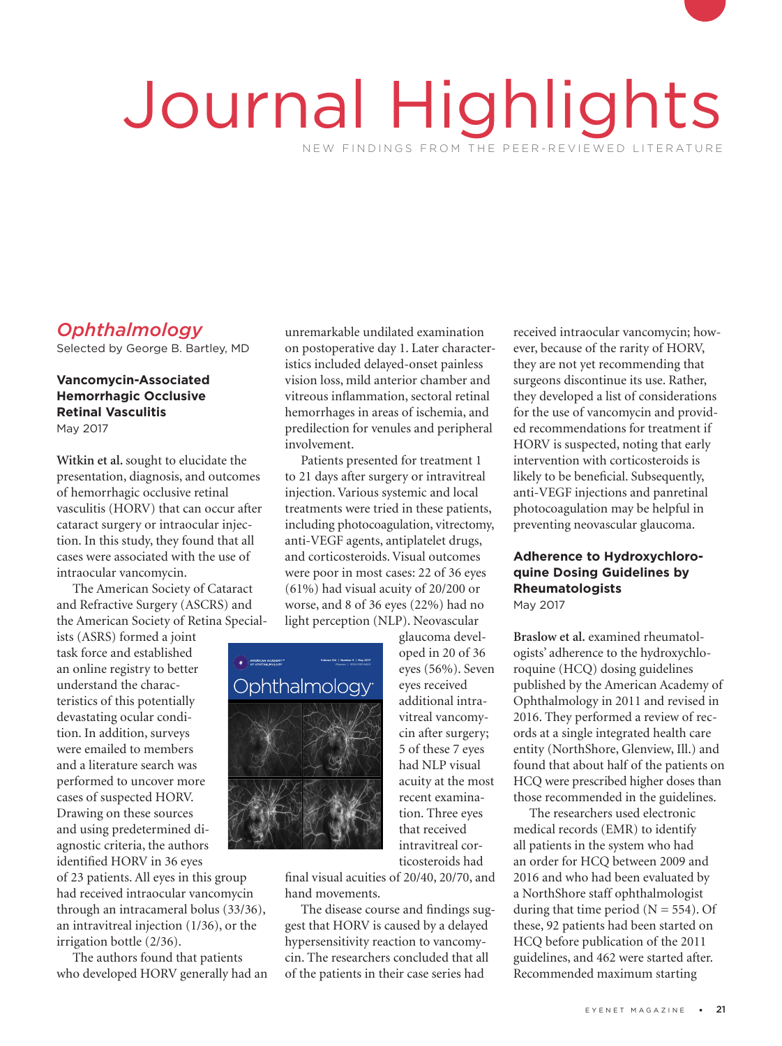# Journal Highlights

NEW FINDINGS FROM THE PEER-REVIEWED LITERATURE

## *Ophthalmology*

Selected by George B. Bartley, MD

### Vancomycin-Associated Hemorrhagic Occlusive Retinal Vasculitis

May 2017

**Witkin et al.** sought to elucidate the presentation, diagnosis, and outcomes of hemorrhagic occlusive retinal vasculitis (HORV) that can occur after cataract surgery or intraocular injection. In this study, they found that all cases were associated with the use of intraocular vancomycin.

The American Society of Cataract and Refractive Surgery (ASCRS) and the American Society of Retina Specialists (ASRS) formed a joint task force and established an online registry to better understand the characteristics of this potentially devastating ocular condition. In addition, surveys were emailed to members and a literature search was performed to uncover more cases of suspected HORV. Drawing on these sources and using predetermined diagnostic criteria, the authors identified HORV in 36 eyes of 23 patients. All eyes in this group had received intraocular vancomycin through an intracameral bolus (33/36), an intravitreal injection (1/36), or the irrigation bottle (2/36).

The authors found that patients who developed HORV generally had an unremarkable undilated examination on postoperative day 1. Later characteristics included delayed-onset painless vision loss, mild anterior chamber and vitreous inflammation, sectoral retinal hemorrhages in areas of ischemia, and predilection for venules and peripheral involvement.

Patients presented for treatment 1 to 21 days after surgery or intravitreal injection. Various systemic and local treatments were tried in these patients, including photocoagulation, vitrectomy, anti-VEGF agents, antiplatelet drugs, and corticosteroids. Visual outcomes were poor in most cases: 22 of 36 eyes (61%) had visual acuity of 20/200 or worse, and 8 of 36 eyes (22%) had no light perception (NLP). Neovascular glaucoma developed in 20 of 36 eyes (56%). Seven eyes received additional intravitreal vancomycin after surgery; 5 of these 7 eyes had NLP visual acuity at the most recent examination. Three eyes that received intravitreal corticosteroids had final visual acuities of 20/40, 20/70, and hand movements.

The disease course and findings suggest that HORV is caused by a delayed hypersensitivity reaction to vancomycin. The researchers concluded that all of the patients in their case series had received intraocular vancomycin; however, because of the rarity of HORV, they are not yet recommending that surgeons discontinue its use. Rather, they developed a list of considerations for the use of vancomycin and provided recommendations for treatment if HORV is suspected, noting that early intervention with corticosteroids is likely to be beneficial. Subsequently, anti-VEGF injections and panretinal photocoagulation may be helpful in preventing neovascular glaucoma.

### Adherence to Hydroxychloroquine Dosing Guidelines by Rheumatologists

May 2017

**Braslow et al.** examined rheumatologists' adherence to the hydroxychloroquine (HCQ) dosing guidelines published by the American Academy of Ophthalmology in 2011 and revised in 2016. They performed a review of records at a single integrated health care entity (NorthShore, Glenview, Ill.) and found that about half of the patients on HCQ were prescribed higher doses than those recommended in the guidelines.

The researchers used electronic medical records (EMR) to identify all patients in the system who had an order for HCQ between 2009 and 2016 and who had been evaluated by a NorthShore staff ophthalmologist during that time period (N = 554). Of these, 92 patients had been started on HCQ before publication of the 2011 guidelines, and 462 were started after. Recommended maximum starting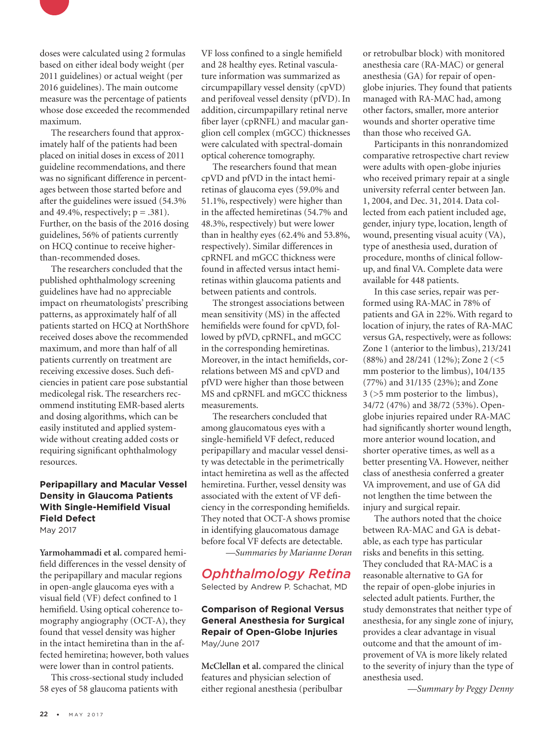doses were calculated using 2 formulas based on either ideal body weight (per 2011 guidelines) or actual weight (per 2016 guidelines). The main outcome measure was the percentage of patients whose dose exceeded the recommended maximum.

The researchers found that approximately half of the patients had been placed on initial doses in excess of 2011 guideline recommendations, and there was no significant difference in percentages between those started before and after the guidelines were issued (54.3% and 49.4%, respectively; p = .381). Further, on the basis of the 2016 dosing guidelines, 56% of patients currently on HCQ continue to receive higher-than-recommended doses.

The researchers concluded that the published ophthalmology screening guidelines have had no appreciable impact on rheumatologists' prescribing patterns, as approximately half of all patients started on HCQ at NorthShore received doses above the recommended maximum, and more than half of all patients currently on treatment are receiving excessive doses. Such deficiencies in patient care pose substantial medicolegal risk. The researchers recommend instituting EMR-based alerts and dosing algorithms, which can be easily instituted and applied systemwide without creating added costs or requiring significant ophthalmology resources.

### Peripapillary and Macular Vessel Density in Glaucoma Patients With Single-Hemifield Visual Field Defect

May 2017

**Yarmohammadi et al.** compared hemifield differences in the vessel density of the peripapillary and macular regions in open-angle glaucoma eyes with a visual field (VF) defect confined to 1 hemifield. Using optical coherence tomography angiography (OCT-A), they found that vessel density was higher in the intact hemiretina than in the affected hemiretina; however, both values were lower than in control patients.

This cross-sectional study included 58 eyes of 58 glaucoma patients with VF loss confined to a single hemifield and 28 healthy eyes. Retinal vasculature information was summarized as circumpapillary vessel density (cpVD) and perifoveal vessel density (pfVD). In addition, circumpapillary retinal nerve fiber layer (cpRNFL) and macular ganglion cell complex (mGCC) thicknesses were calculated with spectral-domain optical coherence tomography.

The researchers found that mean cpVD and pfVD in the intact hemiretinas of glaucoma eyes (59.0% and 51.1%, respectively) were higher than in the affected hemiretinas (54.7% and 48.3%, respectively) but were lower than in healthy eyes (62.4% and 53.8%, respectively). Similar differences in cpRNFL and mGCC thickness were found in affected versus intact hemiretinas within glaucoma patients and between patients and controls.

The strongest associations between mean sensitivity (MS) in the affected hemifields were found for cpVD, followed by pfVD, cpRNFL, and mGCC in the corresponding hemiretinas. Moreover, in the intact hemifields, correlations between MS and cpVD and pfVD were higher than those between MS and cpRNFL and mGCC thickness measurements.

The researchers concluded that among glaucomatous eyes with a single-hemifield VF defect, reduced peripapillary and macular vessel density was detectable in the perimetrically intact hemiretina as well as the affected hemiretina. Further, vessel density was associated with the extent of VF deficiency in the corresponding hemifields. They noted that OCT-A shows promise in identifying glaucomatous damage before focal VF defects are detectable.

*—Summaries by Marianne Doran*

## *Ophthalmology Retina*

Selected by Andrew P. Schachat, MD

### Comparison of Regional Versus General Anesthesia for Surgical Repair of Open-Globe Injuries

May/June 2017

**McClellan et al.** compared the clinical features and physician selection of either regional anesthesia (peribulbar or retrobulbar block) with monitored anesthesia care (RA-MAC) or general anesthesia (GA) for repair of open-globe injuries. They found that patients managed with RA-MAC had, among other factors, smaller, more anterior wounds and shorter operative time than those who received GA.

Participants in this nonrandomized comparative retrospective chart review were adults with open-globe injuries who received primary repair at a single university referral center between Jan. 1, 2004, and Dec. 31, 2014. Data collected from each patient included age, gender, injury type, location, length of wound, presenting visual acuity (VA), type of anesthesia used, duration of procedure, months of clinical follow-up, and final VA. Complete data were available for 448 patients.

In this case series, repair was performed using RA-MAC in 78% of patients and GA in 22%. With regard to location of injury, the rates of RA-MAC versus GA, respectively, were as follows: Zone 1 (anterior to the limbus), 213/241 (88%) and 28/241 (12%); Zone 2 (<5 mm posterior to the limbus), 104/135 (77%) and 31/135 (23%); and Zone 3 (>5 mm posterior to the limbus), 34/72 (47%) and 38/72 (53%). Open-globe injuries repaired under RA-MAC had significantly shorter wound length, more anterior wound location, and shorter operative times, as well as a better presenting VA. However, neither class of anesthesia conferred a greater VA improvement, and use of GA did not lengthen the time between the injury and surgical repair.

The authors noted that the choice between RA-MAC and GA is debatable, as each type has particular risks and benefits in this setting. They concluded that RA-MAC is a reasonable alternative to GA for the repair of open-globe injuries in selected adult patients. Further, the study demonstrates that neither type of anesthesia, for any single zone of injury, provides a clear advantage in visual outcome and that the amount of improvement of VA is more likely related to the severity of injury than the type of anesthesia used.

*—Summary by Peggy Denny*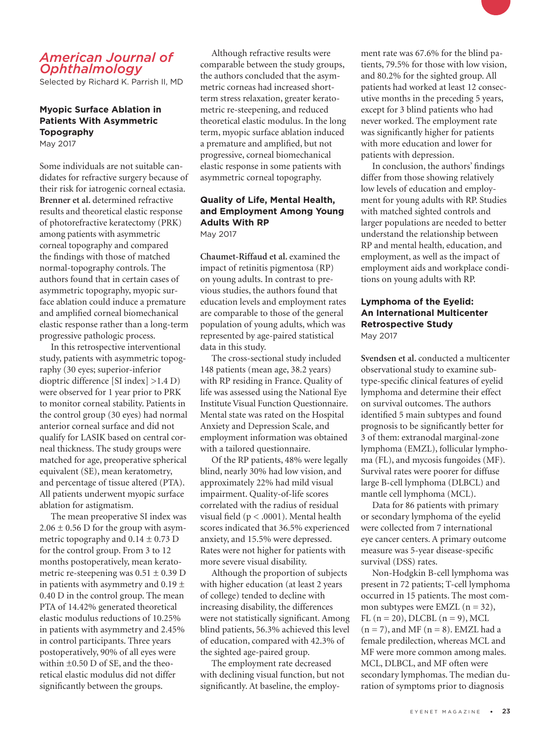## American Journal of Ophthalmology

Selected by Richard K. Parrish II, MD

### Myopic Surface Ablation in Patients With Asymmetric Topography

May 2017

Some individuals are not suitable candidates for refractive surgery because of their risk for iatrogenic corneal ectasia. **Brenner et al.** determined refractive results and theoretical elastic response of photorefractive keratectomy (PRK) among patients with asymmetric corneal topography and compared the findings with those of matched normal-topography controls. The authors found that in certain cases of asymmetric topography, myopic surface ablation could induce a premature and amplified corneal biomechanical elastic response rather than a long-term progressive pathologic process.

In this retrospective interventional study, patients with asymmetric topography (30 eyes; superior-inferior dioptric difference [SI index] >1.4 D) were observed for 1 year prior to PRK to monitor corneal stability. Patients in the control group (30 eyes) had normal anterior corneal surface and did not qualify for LASIK based on central corneal thickness. The study groups were matched for age, preoperative spherical equivalent (SE), mean keratometry, and percentage of tissue altered (PTA). All patients underwent myopic surface ablation for astigmatism.

The mean preoperative SI index was $2.06 \pm 0.56$ D for the group with asymmetric topography and $0.14 \pm 0.73$ D for the control group. From 3 to 12 months postoperatively, mean keratometric re-steepening was $0.51 \pm 0.39$ D in patients with asymmetry and $0.19 \pm 0.40$ D in the control group. The mean PTA of 14.42% generated theoretical elastic modulus reductions of 10.25% in patients with asymmetry and 2.45% in control participants. Three years postoperatively, 90% of all eyes were within $\pm 0.50$ D of SE, and the theoretical elastic modulus did not differ significantly between the groups.

Although refractive results were comparable between the study groups, the authors concluded that the asymmetric corneas had increased short-term stress relaxation, greater keratometric re-steepening, and reduced theoretical elastic modulus. In the long term, myopic surface ablation induced a premature and amplified, but not progressive, corneal biomechanical elastic response in some patients with asymmetric corneal topography.

### Quality of Life, Mental Health, and Employment Among Young Adults With RP

May 2017

**Chaumet-Riffaud et al.** examined the impact of retinitis pigmentosa (RP) on young adults. In contrast to previous studies, the authors found that education levels and employment rates are comparable to those of the general population of young adults, which was represented by age-paired statistical data in this study.

The cross-sectional study included 148 patients (mean age, 38.2 years) with RP residing in France. Quality of life was assessed using the National Eye Institute Visual Function Questionnaire. Mental state was rated on the Hospital Anxiety and Depression Scale, and employment information was obtained with a tailored questionnaire.

Of the RP patients, 48% were legally blind, nearly 30% had low vision, and approximately 22% had mild visual impairment. Quality-of-life scores correlated with the radius of residual visual field ($p < .0001$). Mental health scores indicated that 36.5% experienced anxiety, and 15.5% were depressed. Rates were not higher for patients with more severe visual disability.

Although the proportion of subjects with higher education (at least 2 years of college) tended to decline with increasing disability, the differences were not statistically significant. Among blind patients, 56.3% achieved this level of education, compared with 42.3% of the sighted age-paired group.

The employment rate decreased with declining visual function, but not significantly. At baseline, the employment rate was 67.6% for the blind patients, 79.5% for those with low vision, and 80.2% for the sighted group. All patients had worked at least 12 consecutive months in the preceding 5 years, except for 3 blind patients who had never worked. The employment rate was significantly higher for patients with more education and lower for patients with depression.

In conclusion, the authors' findings differ from those showing relatively low levels of education and employment for young adults with RP. Studies with matched sighted controls and larger populations are needed to better understand the relationship between RP and mental health, education, and employment, as well as the impact of employment aids and workplace conditions on young adults with RP.

### Lymphoma of the Eyelid: An International Multicenter Retrospective Study

May 2017

**Svendsen et al.** conducted a multicenter observational study to examine subtype-specific clinical features of eyelid lymphoma and determine their effect on survival outcomes. The authors identified 5 main subtypes and found prognosis to be significantly better for 3 of them: extranodal marginal-zone lymphoma (EMZL), follicular lymphoma (FL), and mycosis fungoides (MF). Survival rates were poorer for diffuse large B-cell lymphoma (DLBCL) and mantle cell lymphoma (MCL).

Data for 86 patients with primary or secondary lymphoma of the eyelid were collected from 7 international eye cancer centers. A primary outcome measure was 5-year disease-specific survival (DSS) rates.

Non-Hodgkin B-cell lymphoma was present in 72 patients; T-cell lymphoma occurred in 15 patients. The most common subtypes were EMZL (n = 32), FL (n = 20), DLCBL (n = 9), MCL (n = 7), and MF (n = 8). EMZL had a female predilection, whereas MCL and MF were more common among males. MCL, DLBCL, and MF often were secondary lymphomas. The median duration of symptoms prior to diagnosis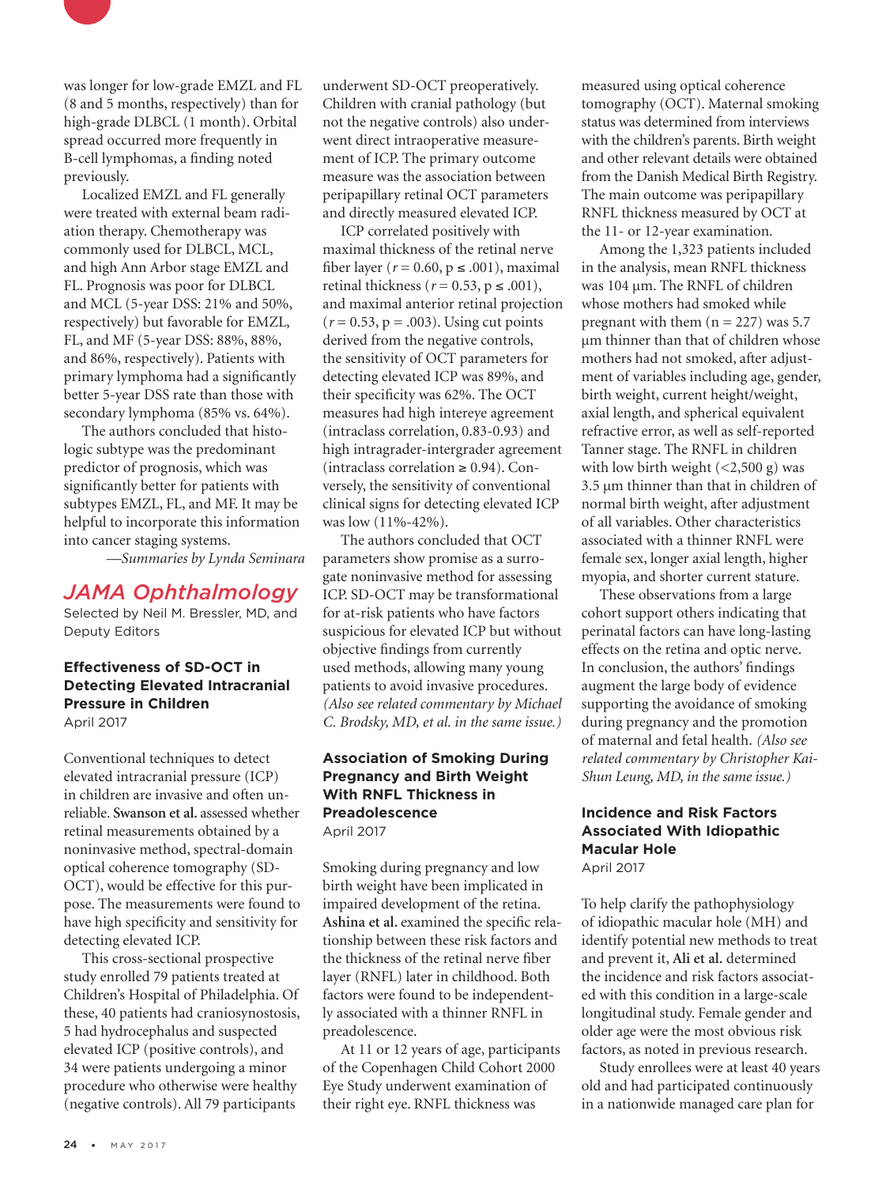was longer for low-grade EMZL and FL (8 and 5 months, respectively) than for high-grade DLBCL (1 month). Orbital spread occurred more frequently in B-cell lymphomas, a finding noted previously.

Localized EMZL and FL generally were treated with external beam radiation therapy. Chemotherapy was commonly used for DLBCL, MCL, and high Ann Arbor stage EMZL and FL. Prognosis was poor for DLBCL and MCL (5-year DSS: 21% and 50%, respectively) but favorable for EMZL, FL, and MF (5-year DSS: 88%, 88%, and 86%, respectively). Patients with primary lymphoma had a significantly better 5-year DSS rate than those with secondary lymphoma (85% vs. 64%).

The authors concluded that histologic subtype was the predominant predictor of prognosis, which was significantly better for patients with subtypes EMZL, FL, and MF. It may be helpful to incorporate this information into cancer staging systems.

*—Summaries by Lynda Seminara*

## *JAMA Ophthalmology*

Selected by Neil M. Bressler, MD, and Deputy Editors

### Effectiveness of SD-OCT in Detecting Elevated Intracranial Pressure in Children

April 2017

Conventional techniques to detect elevated intracranial pressure (ICP) in children are invasive and often unreliable. **Swanson et al.** assessed whether retinal measurements obtained by a noninvasive method, spectral-domain optical coherence tomography (SD-OCT), would be effective for this purpose. The measurements were found to have high specificity and sensitivity for detecting elevated ICP.

This cross-sectional prospective study enrolled 79 patients treated at Children's Hospital of Philadelphia. Of these, 40 patients had craniosynostosis, 5 had hydrocephalus and suspected elevated ICP (positive controls), and 34 were patients undergoing a minor procedure who otherwise were healthy (negative controls). All 79 participants underwent SD-OCT preoperatively. Children with cranial pathology (but not the negative controls) also underwent direct intraoperative measurement of ICP. The primary outcome measure was the association between peripapillary retinal OCT parameters and directly measured elevated ICP.

ICP correlated positively with maximal thickness of the retinal nerve fiber layer ($r = 0.60$, $p \leq .001$), maximal retinal thickness ($r = 0.53$, $p \leq .001$), and maximal anterior retinal projection ($r = 0.53$, $p = .003$). Using cut points derived from the negative controls, the sensitivity of OCT parameters for detecting elevated ICP was 89%, and their specificity was 62%. The OCT measures had high intereye agreement (intraclass correlation, 0.83-0.93) and high intragrader-intergrader agreement (intraclass correlation ≥ 0.94). Conversely, the sensitivity of conventional clinical signs for detecting elevated ICP was low (11%-42%).

The authors concluded that OCT parameters show promise as a surrogate noninvasive method for assessing ICP. SD-OCT may be transformational for at-risk patients who have factors suspicious for elevated ICP but without objective findings from currently used methods, allowing many young patients to avoid invasive procedures. *(Also see related commentary by Michael C. Brodsky, MD, et al. in the same issue.)*

### Association of Smoking During Pregnancy and Birth Weight With RNFL Thickness in Preadolescence

April 2017

Smoking during pregnancy and low birth weight have been implicated in impaired development of the retina. **Ashina et al.** examined the specific relationship between these risk factors and the thickness of the retinal nerve fiber layer (RNFL) later in childhood. Both factors were found to be independently associated with a thinner RNFL in preadolescence.

At 11 or 12 years of age, participants of the Copenhagen Child Cohort 2000 Eye Study underwent examination of their right eye. RNFL thickness was measured using optical coherence tomography (OCT). Maternal smoking status was determined from interviews with the children's parents. Birth weight and other relevant details were obtained from the Danish Medical Birth Registry. The main outcome was peripapillary RNFL thickness measured by OCT at the 11- or 12-year examination.

Among the 1,323 patients included in the analysis, mean RNFL thickness was 104 µm. The RNFL of children whose mothers had smoked while pregnant with them (n = 227) was 5.7 µm thinner than that of children whose mothers had not smoked, after adjustment of variables including age, gender, birth weight, current height/weight, axial length, and spherical equivalent refractive error, as well as self-reported Tanner stage. The RNFL in children with low birth weight (<2,500 g) was 3.5 µm thinner than that in children of normal birth weight, after adjustment of all variables. Other characteristics associated with a thinner RNFL were female sex, longer axial length, higher myopia, and shorter current stature.

These observations from a large cohort support others indicating that perinatal factors can have long-lasting effects on the retina and optic nerve. In conclusion, the authors' findings augment the large body of evidence supporting the avoidance of smoking during pregnancy and the promotion of maternal and fetal health. *(Also see related commentary by Christopher Kai-Shun Leung, MD, in the same issue.)*

### Incidence and Risk Factors Associated With Idiopathic Macular Hole

April 2017

To help clarify the pathophysiology of idiopathic macular hole (MH) and identify potential new methods to treat and prevent it, **Ali et al.** determined the incidence and risk factors associated with this condition in a large-scale longitudinal study. Female gender and older age were the most obvious risk factors, as noted in previous research.

Study enrollees were at least 40 years old and had participated continuously in a nationwide managed care plan for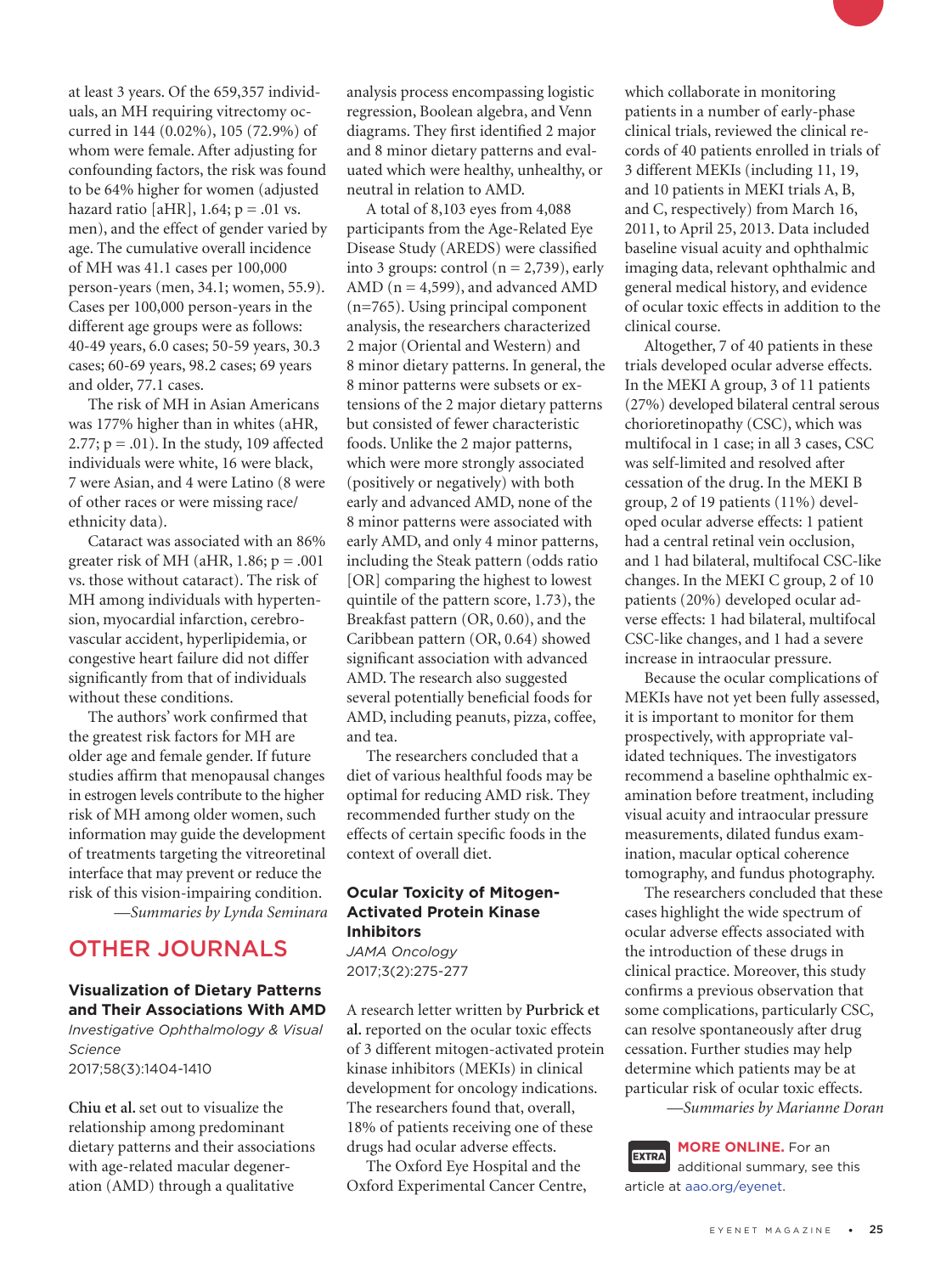at least 3 years. Of the 659,357 individuals, an MH requiring vitrectomy occurred in 144 (0.02%), 105 (72.9%) of whom were female. After adjusting for confounding factors, the risk was found to be 64% higher for women (adjusted hazard ratio [aHR], 1.64; p = .01 vs. men), and the effect of gender varied by age. The cumulative overall incidence of MH was 41.1 cases per 100,000 person-years (men, 34.1; women, 55.9). Cases per 100,000 person-years in the different age groups were as follows: 40-49 years, 6.0 cases; 50-59 years, 30.3 cases; 60-69 years, 98.2 cases; 69 years and older, 77.1 cases.

The risk of MH in Asian Americans was 177% higher than in whites (aHR, 2.77; p = .01). In the study, 109 affected individuals were white, 16 were black, 7 were Asian, and 4 were Latino (8 were of other races or were missing race/ethnicity data).

Cataract was associated with an 86% greater risk of MH (aHR, 1.86; p = .001 vs. those without cataract). The risk of MH among individuals with hypertension, myocardial infarction, cerebrovascular accident, hyperlipidemia, or congestive heart failure did not differ significantly from that of individuals without these conditions.

The authors' work confirmed that the greatest risk factors for MH are older age and female gender. If future studies affirm that menopausal changes in estrogen levels contribute to the higher risk of MH among older women, such information may guide the development of treatments targeting the vitreoretinal interface that may prevent or reduce the risk of this vision-impairing condition.

*—Summaries by Lynda Seminara*

## OTHER JOURNALS

### Visualization of Dietary Patterns and Their Associations With AMD

*Investigative Ophthalmology & Visual Science*
2017;58(3):1404-1410

**Chiu et al.** set out to visualize the relationship among predominant dietary patterns and their associations with age-related macular degeneration (AMD) through a qualitative analysis process encompassing logistic regression, Boolean algebra, and Venn diagrams. They first identified 2 major and 8 minor dietary patterns and evaluated which were healthy, unhealthy, or neutral in relation to AMD.

A total of 8,103 eyes from 4,088 participants from the Age-Related Eye Disease Study (AREDS) were classified into 3 groups: control (n = 2,739), early AMD (n = 4,599), and advanced AMD (n=765). Using principal component analysis, the researchers characterized 2 major (Oriental and Western) and 8 minor dietary patterns. In general, the 8 minor patterns were subsets or extensions of the 2 major dietary patterns but consisted of fewer characteristic foods. Unlike the 2 major patterns, which were more strongly associated (positively or negatively) with both early and advanced AMD, none of the 8 minor patterns were associated with early AMD, and only 4 minor patterns, including the Steak pattern (odds ratio [OR] comparing the highest to lowest quintile of the pattern score, 1.73), the Breakfast pattern (OR, 0.60), and the Caribbean pattern (OR, 0.64) showed significant association with advanced AMD. The research also suggested several potentially beneficial foods for AMD, including peanuts, pizza, coffee, and tea.

The researchers concluded that a diet of various healthful foods may be optimal for reducing AMD risk. They recommended further study on the effects of certain specific foods in the context of overall diet.

### Ocular Toxicity of Mitogen-Activated Protein Kinase Inhibitors

*JAMA Oncology*
2017;3(2):275-277

A research letter written by **Purbrick et al.** reported on the ocular toxic effects of 3 different mitogen-activated protein kinase inhibitors (MEKIs) in clinical development for oncology indications. The researchers found that, overall, 18% of patients receiving one of these drugs had ocular adverse effects.

The Oxford Eye Hospital and the Oxford Experimental Cancer Centre, which collaborate in monitoring patients in a number of early-phase clinical trials, reviewed the clinical records of 40 patients enrolled in trials of 3 different MEKIs (including 11, 19, and 10 patients in MEKI trials A, B, and C, respectively) from March 16, 2011, to April 25, 2013. Data included baseline visual acuity and ophthalmic imaging data, relevant ophthalmic and general medical history, and evidence of ocular toxic effects in addition to the clinical course.

Altogether, 7 of 40 patients in these trials developed ocular adverse effects. In the MEKI A group, 3 of 11 patients (27%) developed bilateral central serous chorioretinopathy (CSC), which was multifocal in 1 case; in all 3 cases, CSC was self-limited and resolved after cessation of the drug. In the MEKI B group, 2 of 19 patients (11%) developed ocular adverse effects: 1 patient had a central retinal vein occlusion, and 1 had bilateral, multifocal CSC-like changes. In the MEKI C group, 2 of 10 patients (20%) developed ocular adverse effects: 1 had bilateral, multifocal CSC-like changes, and 1 had a severe increase in intraocular pressure.

Because the ocular complications of MEKIs have not yet been fully assessed, it is important to monitor for them prospectively, with appropriate validated techniques. The investigators recommend a baseline ophthalmic examination before treatment, including visual acuity and intraocular pressure measurements, dilated fundus examination, macular optical coherence tomography, and fundus photography.

The researchers concluded that these cases highlight the wide spectrum of ocular adverse effects associated with the introduction of these drugs in clinical practice. Moreover, this study confirms a previous observation that some complications, particularly CSC, can resolve spontaneously after drug cessation. Further studies may help determine which patients may be at particular risk of ocular toxic effects.

*—Summaries by Marianne Doran*

EXTRA **MORE ONLINE.** For an additional summary, see this article at aao.org/eyenet.